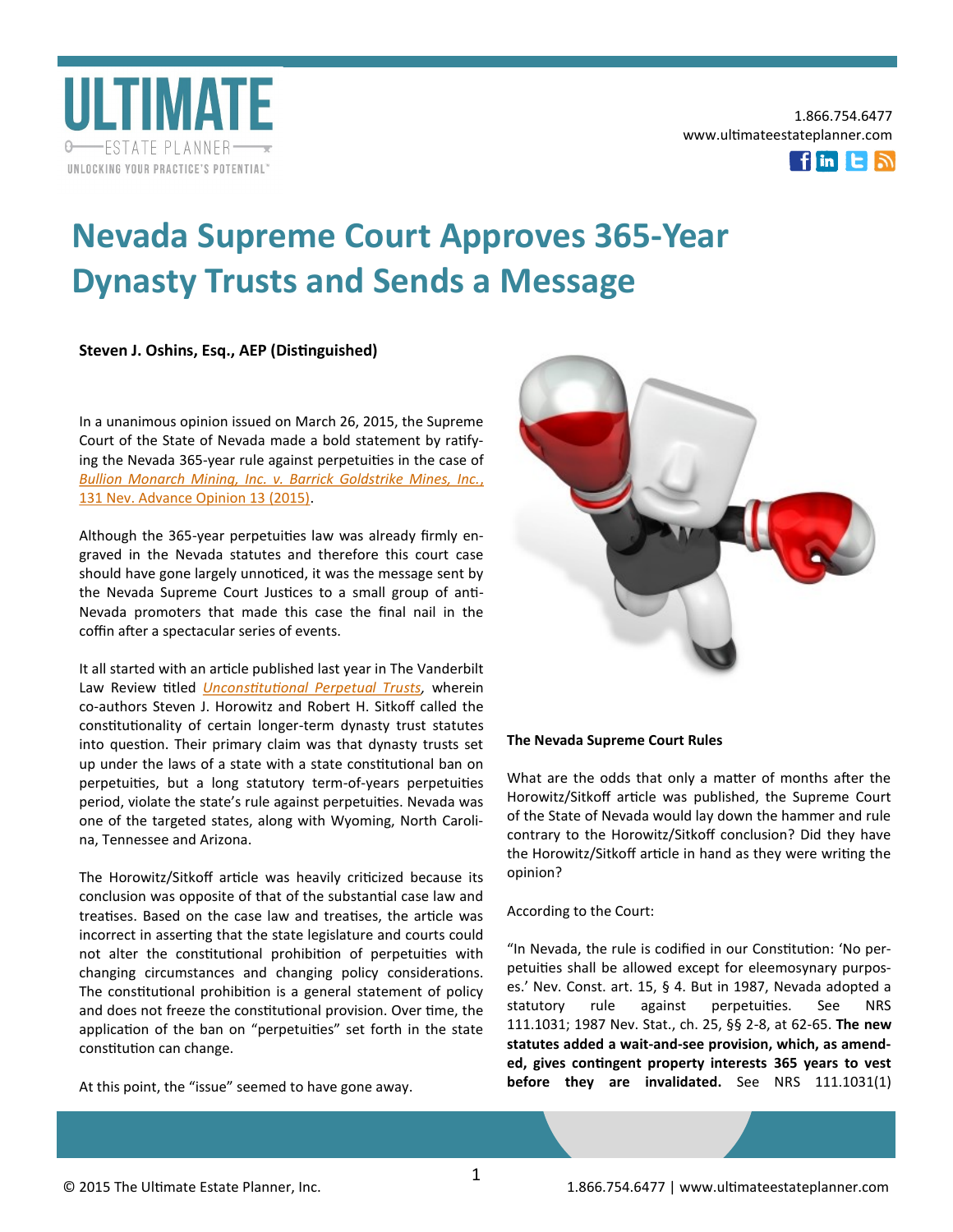# Nevada Supreme Court Approves 365-Year Dynasty Trusts and Sends a Message

**Steven J. Oshins, Esq., AEP (Distinguished)**

In a unanimous opinion issued on March 26, 2015, the Supreme Court of the State of Nevada made a bold statement by ratifying the Nevada 365-year rule against perpetuities in the case of *Bullion Monarch Mining, Inc. v. Barrick Goldstrike Mines, Inc.*, 131 Nev. Advance Opinion 13 (2015).

Although the 365-year perpetuities law was already firmly engraved in the Nevada statutes and therefore this court case should have gone largely unnoticed, it was the message sent by the Nevada Supreme Court Justices to a small group of anti-Nevada promoters that made this case the final nail in the coffin after a spectacular series of events.

It all started with an article published last year in The Vanderbilt Law Review titled *Unconstitutional Perpetual Trusts*, wherein co-authors Steven J. Horowitz and Robert H. Sitkoff called the constitutionality of certain longer-term dynasty trust statutes into question. Their primary claim was that dynasty trusts set up under the laws of a state with a state constitutional ban on perpetuities, but a long statutory term-of-years perpetuities period, violate the state's rule against perpetuities. Nevada was one of the targeted states, along with Wyoming, North Carolina, Tennessee and Arizona.

The Horowitz/Sitkoff article was heavily criticized because its conclusion was opposite of that of the substantial case law and treatises. Based on the case law and treatises, the article was incorrect in asserting that the state legislature and courts could not alter the constitutional prohibition of perpetuities with changing circumstances and changing policy considerations. The constitutional prohibition is a general statement of policy and does not freeze the constitutional provision. Over time, the application of the ban on "perpetuities" set forth in the state constitution can change.

At this point, the "issue" seemed to have gone away.

**The Nevada Supreme Court Rules**

What are the odds that only a matter of months after the Horowitz/Sitkoff article was published, the Supreme Court of the State of Nevada would lay down the hammer and rule contrary to the Horowitz/Sitkoff conclusion? Did they have the Horowitz/Sitkoff article in hand as they were writing the opinion?

According to the Court:

"In Nevada, the rule is codified in our Constitution: 'No perpetuities shall be allowed except for eleemosynary purposes.' Nev. Const. art. 15, § 4. But in 1987, Nevada adopted a statutory rule against perpetuities. See NRS 111.1031; 1987 Nev. Stat., ch. 25, §§ 2-8, at 62-65. **The new statutes added a wait-and-see provision, which, as amended, gives contingent property interests 365 years to vest before they are invalidated.** See NRS 111.1031(1)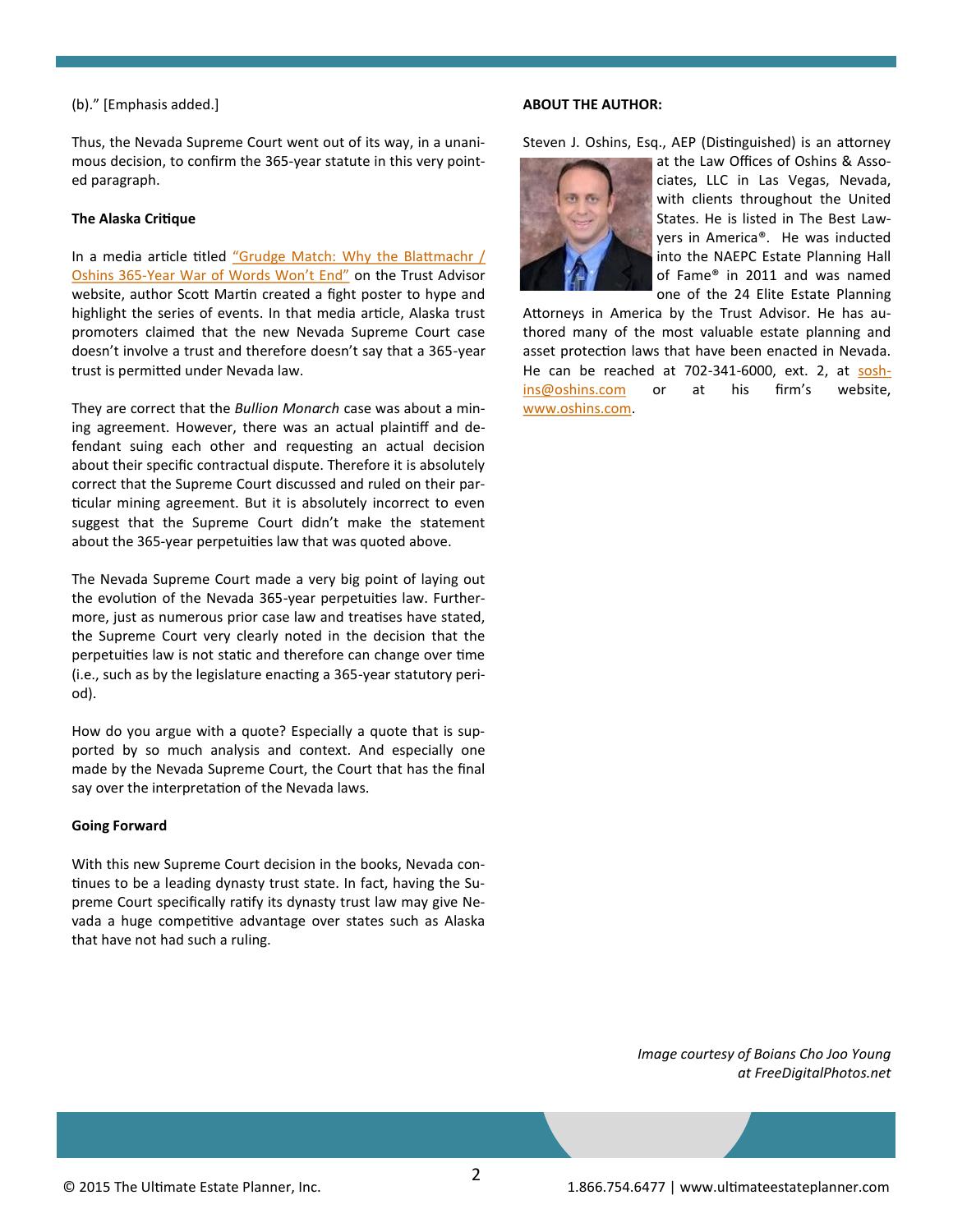(b).” [Emphasis added.]

Thus, the Nevada Supreme Court went out of its way, in a unanimous decision, to confirm the 365-year statute in this very pointed paragraph.

**The Alaska Critique**

In a media article titled “Grudge Match: Why the Blattmachr / Oshins 365-Year War of Words Won’t End” on the Trust Advisor website, author Scott Martin created a fight poster to hype and highlight the series of events. In that media article, Alaska trust promoters claimed that the new Nevada Supreme Court case doesn’t involve a trust and therefore doesn’t say that a 365-year trust is permitted under Nevada law.

They are correct that the *Bullion Monarch* case was about a mining agreement. However, there was an actual plaintiff and defendant suing each other and requesting an actual decision about their specific contractual dispute. Therefore it is absolutely correct that the Supreme Court discussed and ruled on their particular mining agreement. But it is absolutely incorrect to even suggest that the Supreme Court didn’t make the statement about the 365-year perpetuities law that was quoted above.

The Nevada Supreme Court made a very big point of laying out the evolution of the Nevada 365-year perpetuities law. Furthermore, just as numerous prior case law and treatises have stated, the Supreme Court very clearly noted in the decision that the perpetuities law is not static and therefore can change over time (i.e., such as by the legislature enacting a 365-year statutory period).

How do you argue with a quote? Especially a quote that is supported by so much analysis and context. And especially one made by the Nevada Supreme Court, the Court that has the final say over the interpretation of the Nevada laws.

**Going Forward**

With this new Supreme Court decision in the books, Nevada continues to be a leading dynasty trust state. In fact, having the Supreme Court specifically ratify its dynasty trust law may give Nevada a huge competitive advantage over states such as Alaska that have not had such a ruling.

**ABOUT THE AUTHOR:**

Steven J. Oshins, Esq., AEP (Distinguished) is an attorney at the Law Offices of Oshins & Associates, LLC in Las Vegas, Nevada, with clients throughout the United States. He is listed in The Best Lawyers in America®. He was inducted into the NAEPC Estate Planning Hall of Fame® in 2011 and was named one of the 24 Elite Estate Planning Attorneys in America by the Trust Advisor. He has authored many of the most valuable estate planning and asset protection laws that have been enacted in Nevada. He can be reached at 702-341-6000, ext. 2, at soshins@oshins.com or at his firm’s website, www.oshins.com.

*Image courtesy of Boians Cho Joo Young at FreeDigitalPhotos.net*

© 2015 The Ultimate Estate Planner, Inc. 1.866.754.6477 | www.ultimateestateplanner.com